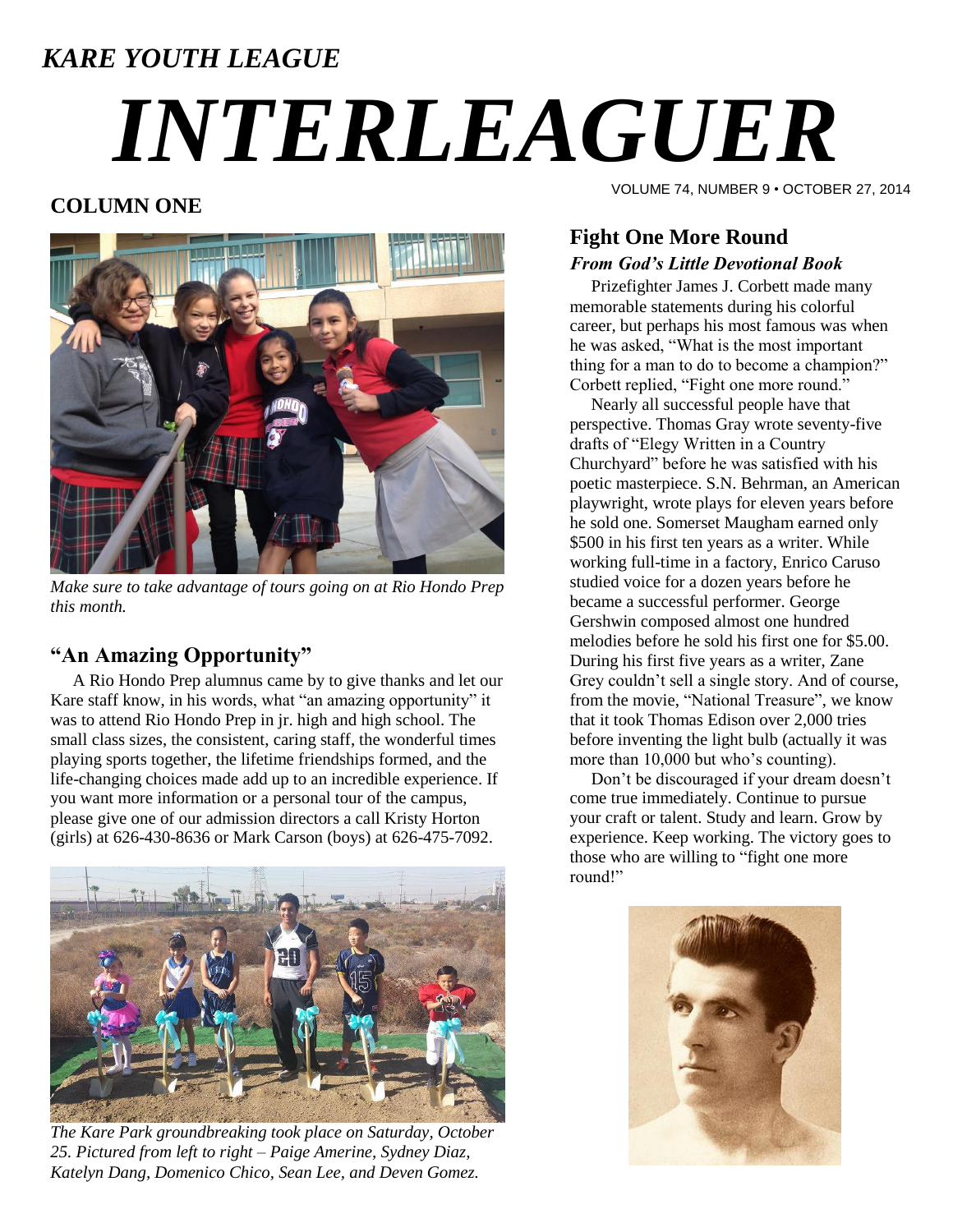*KARE YOUTH LEAGUE*

# *INTERLEAGUER*

VOLUME 74, NUMBER 9 • OCTOBER 27, 2014

## COLUMN ONE

*Make sure to take advantage of tours going on at Rio Hondo Prep this month.*

### "An Amazing Opportunity"

A Rio Hondo Prep alumnus came by to give thanks and let our Kare staff know, in his words, what "an amazing opportunity" it was to attend Rio Hondo Prep in jr. high and high school. The small class sizes, the consistent, caring staff, the wonderful times playing sports together, the lifetime friendships formed, and the life-changing choices made add up to an incredible experience. If you want more information or a personal tour of the campus, please give one of our admission directors a call Kristy Horton (girls) at 626-430-8636 or Mark Carson (boys) at 626-475-7092.

*The Kare Park groundbreaking took place on Saturday, October 25. Pictured from left to right – Paige Amerine, Sydney Diaz, Katelyn Dang, Domenico Chico, Sean Lee, and Deven Gomez.*

### Fight One More Round

***From God's Little Devotional Book***

Prizefighter James J. Corbett made many memorable statements during his colorful career, but perhaps his most famous was when he was asked, "What is the most important thing for a man to do to become a champion?" Corbett replied, "Fight one more round."

Nearly all successful people have that perspective. Thomas Gray wrote seventy-five drafts of "Elegy Written in a Country Churchyard" before he was satisfied with his poetic masterpiece. S.N. Behrman, an American playwright, wrote plays for eleven years before he sold one. Somerset Maugham earned only $500 in his first ten years as a writer. While working full-time in a factory, Enrico Caruso studied voice for a dozen years before he became a successful performer. George Gershwin composed almost one hundred melodies before he sold his first one for $5.00. During his first five years as a writer, Zane Grey couldn't sell a single story. And of course, from the movie, "National Treasure", we know that it took Thomas Edison over 2,000 tries before inventing the light bulb (actually it was more than 10,000 but who's counting).

Don't be discouraged if your dream doesn't come true immediately. Continue to pursue your craft or talent. Study and learn. Grow by experience. Keep working. The victory goes to those who are willing to "fight one more round!"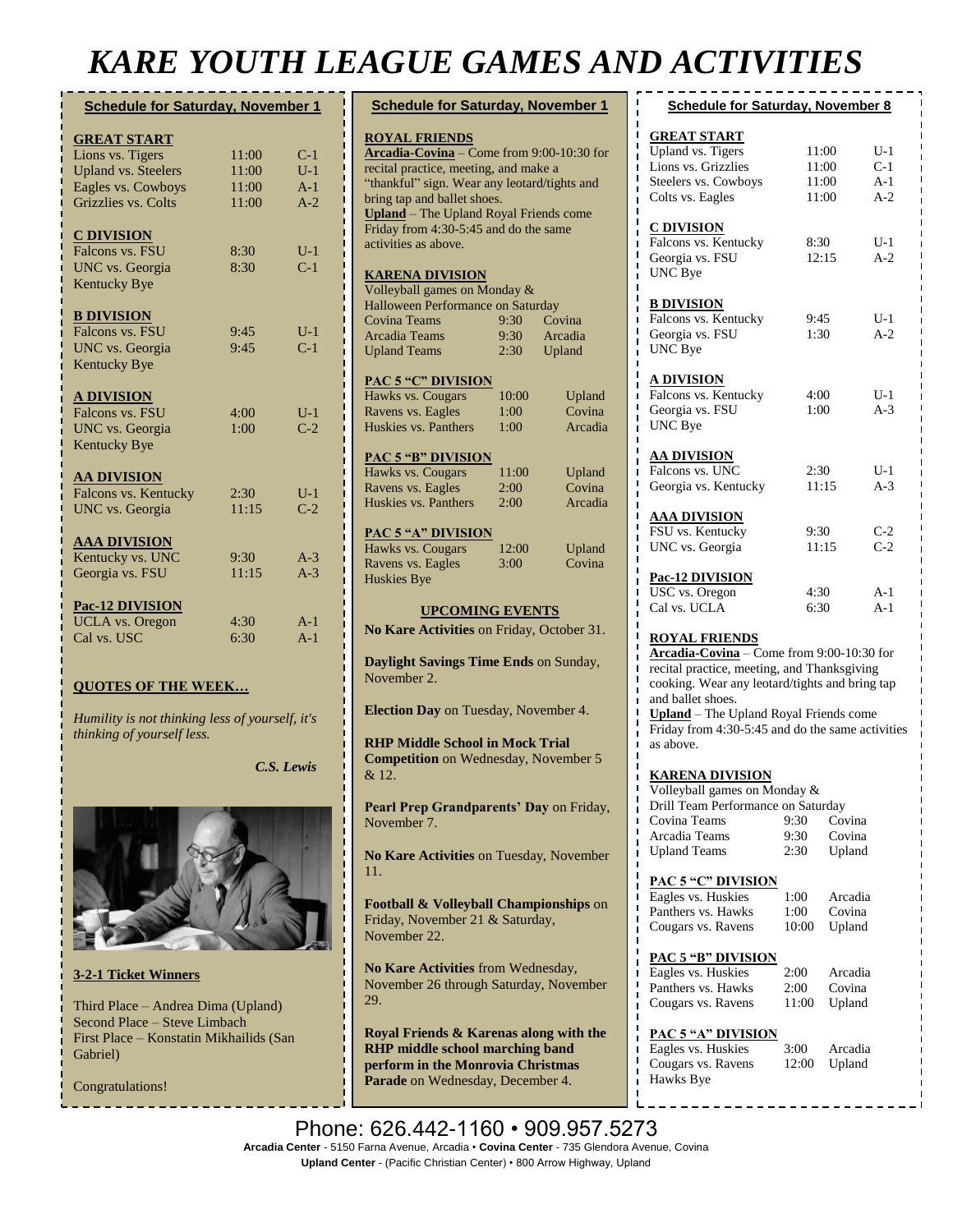# KARE YOUTH LEAGUE GAMES AND ACTIVITIES

## Schedule for Saturday, November 1

**GREAT START**

| | | |
|---|---|---|
| Lions vs. Tigers | 11:00 | C-1 |
| Upland vs. Steelers | 11:00 | U-1 |
| Eagles vs. Cowboys | 11:00 | A-1 |
| Grizzlies vs. Colts | 11:00 | A-2 |

**C DIVISION**

| | | |
|---|---|---|
| Falcons vs. FSU | 8:30 | U-1 |
| UNC vs. Georgia | 8:30 | C-1 |
| Kentucky Bye | | |

**B DIVISION**

| | | |
|---|---|---|
| Falcons vs. FSU | 9:45 | U-1 |
| UNC vs. Georgia | 9:45 | C-1 |
| Kentucky Bye | | |

**A DIVISION**

| | | |
|---|---|---|
| Falcons vs. FSU | 4:00 | U-1 |
| UNC vs. Georgia | 1:00 | C-2 |
| Kentucky Bye | | |

**AA DIVISION**

| | | |
|---|---|---|
| Falcons vs. Kentucky | 2:30 | U-1 |
| UNC vs. Georgia | 11:15 | C-2 |

**AAA DIVISION**

| | | |
|---|---|---|
| Kentucky vs. UNC | 9:30 | A-3 |
| Georgia vs. FSU | 11:15 | A-3 |

**Pac-12 DIVISION**

| | | |
|---|---|---|
| UCLA vs. Oregon | 4:30 | A-1 |
| Cal vs. USC | 6:30 | A-1 |

**QUOTES OF THE WEEK…**

*Humility is not thinking less of yourself, it's thinking of yourself less.*

***C.S. Lewis***

**3-2-1 Ticket Winners**

Third Place – Andrea Dima (Upland)
Second Place – Steve Limbach
First Place – Konstatin Mikhailids (San Gabriel)

Congratulations!

## Schedule for Saturday, November 1

**ROYAL FRIENDS**

**Arcadia-Covina** – Come from 9:00-10:30 for recital practice, meeting, and make a "thankful" sign. Wear any leotard/tights and bring tap and ballet shoes.
**Upland** – The Upland Royal Friends come Friday from 4:30-5:45 and do the same activities as above.

**KARENA DIVISION**

Volleyball games on Monday & Halloween Performance on Saturday

| | | |
|---|---|---|
| Covina Teams | 9:30 | Covina |
| Arcadia Teams | 9:30 | Arcadia |
| Upland Teams | 2:30 | Upland |

**PAC 5 "C" DIVISION**

| | | |
|---|---|---|
| Hawks vs. Cougars | 10:00 | Upland |
| Ravens vs. Eagles | 1:00 | Covina |
| Huskies vs. Panthers | 1:00 | Arcadia |

**PAC 5 "B" DIVISION**

| | | |
|---|---|---|
| Hawks vs. Cougars | 11:00 | Upland |
| Ravens vs. Eagles | 2:00 | Covina |
| Huskies vs. Panthers | 2:00 | Arcadia |

**PAC 5 "A" DIVISION**

| | | |
|---|---|---|
| Hawks vs. Cougars | 12:00 | Upland |
| Ravens vs. Eagles | 3:00 | Covina |
| Huskies Bye | | |

**UPCOMING EVENTS**

**No Kare Activities** on Friday, October 31.

**Daylight Savings Time Ends** on Sunday, November 2.

**Election Day** on Tuesday, November 4.

**RHP Middle School in Mock Trial Competition** on Wednesday, November 5 & 12.

**Pearl Prep Grandparents' Day** on Friday, November 7.

**No Kare Activities** on Tuesday, November 11.

**Football & Volleyball Championships** on Friday, November 21 & Saturday, November 22.

**No Kare Activities** from Wednesday, November 26 through Saturday, November 29.

**Royal Friends & Karenas along with the RHP middle school marching band perform in the Monrovia Christmas Parade** on Wednesday, December 4.

## Schedule for Saturday, November 8

**GREAT START**

| | | |
|---|---|---|
| Upland vs. Tigers | 11:00 | U-1 |
| Lions vs. Grizzlies | 11:00 | C-1 |
| Steelers vs. Cowboys | 11:00 | A-1 |
| Colts vs. Eagles | 11:00 | A-2 |

**C DIVISION**

| | | |
|---|---|---|
| Falcons vs. Kentucky | 8:30 | U-1 |
| Georgia vs. FSU | 12:15 | A-2 |
| UNC Bye | | |

**B DIVISION**

| | | |
|---|---|---|
| Falcons vs. Kentucky | 9:45 | U-1 |
| Georgia vs. FSU | 1:30 | A-2 |
| UNC Bye | | |

**A DIVISION**

| | | |
|---|---|---|
| Falcons vs. Kentucky | 4:00 | U-1 |
| Georgia vs. FSU | 1:00 | A-3 |
| UNC Bye | | |

**AA DIVISION**

| | | |
|---|---|---|
| Falcons vs. UNC | 2:30 | U-1 |
| Georgia vs. Kentucky | 11:15 | A-3 |

**AAA DIVISION**

| | | |
|---|---|---|
| FSU vs. Kentucky | 9:30 | C-2 |
| UNC vs. Georgia | 11:15 | C-2 |

**Pac-12 DIVISION**

| | | |
|---|---|---|
| USC vs. Oregon | 4:30 | A-1 |
| Cal vs. UCLA | 6:30 | A-1 |

**ROYAL FRIENDS**

**Arcadia-Covina** – Come from 9:00-10:30 for recital practice, meeting, and Thanksgiving cooking. Wear any leotard/tights and bring tap and ballet shoes.
**Upland** – The Upland Royal Friends come Friday from 4:30-5:45 and do the same activities as above.

**KARENA DIVISION**

Volleyball games on Monday & Drill Team Performance on Saturday

| | | |
|---|---|---|
| Covina Teams | 9:30 | Covina |
| Arcadia Teams | 9:30 | Covina |
| Upland Teams | 2:30 | Upland |

**PAC 5 "C" DIVISION**

| | | |
|---|---|---|
| Eagles vs. Huskies | 1:00 | Arcadia |
| Panthers vs. Hawks | 1:00 | Covina |
| Cougars vs. Ravens | 10:00 | Upland |

**PAC 5 "B" DIVISION**

| | | |
|---|---|---|
| Eagles vs. Huskies | 2:00 | Arcadia |
| Panthers vs. Hawks | 2:00 | Covina |
| Cougars vs. Ravens | 11:00 | Upland |

**PAC 5 "A" DIVISION**

| | | |
|---|---|---|
| Eagles vs. Huskies | 3:00 | Arcadia |
| Cougars vs. Ravens | 12:00 | Upland |
| Hawks Bye | | |

Phone: 626.442-1160 • 909.957.5273

**Arcadia Center** - 5150 Farna Avenue, Arcadia • **Covina Center** - 735 Glendora Avenue, Covina
**Upland Center** - (Pacific Christian Center) • 800 Arrow Highway, Upland